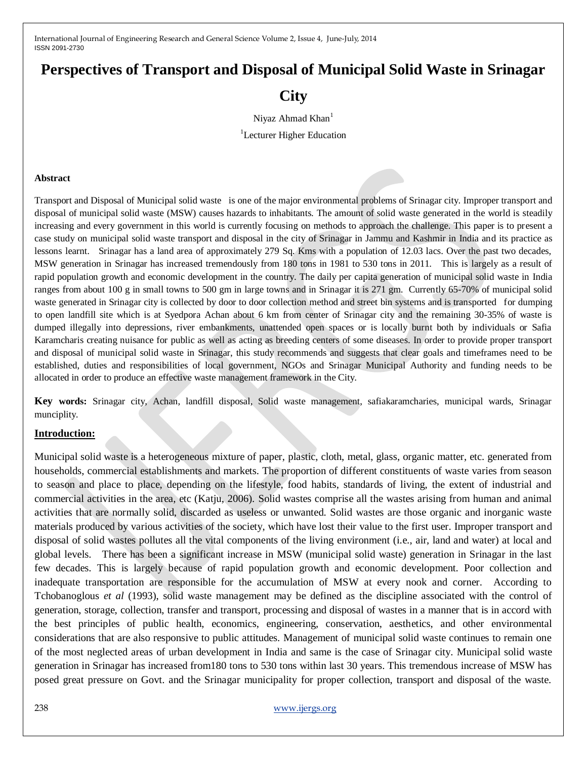# Perspectives of Transport and Disposal of Municipal Solid Waste in Srinagar City

Niyaz Ahmad Khan[1]

[1]Lecturer Higher Education

**Abstract**

Transport and Disposal of Municipal solid waste is one of the major environmental problems of Srinagar city. Improper transport and disposal of municipal solid waste (MSW) causes hazards to inhabitants. The amount of solid waste generated in the world is steadily increasing and every government in this world is currently focusing on methods to approach the challenge. This paper is to present a case study on municipal solid waste transport and disposal in the city of Srinagar in Jammu and Kashmir in India and its practice as lessons learnt. Srinagar has a land area of approximately 279 Sq. Kms with a population of 12.03 lacs. Over the past two decades, MSW generation in Srinagar has increased tremendously from 180 tons in 1981 to 530 tons in 2011. This is largely as a result of rapid population growth and economic development in the country. The daily per capita generation of municipal solid waste in India ranges from about 100 g in small towns to 500 gm in large towns and in Srinagar it is 271 gm. Currently 65-70% of municipal solid waste generated in Srinagar city is collected by door to door collection method and street bin systems and is transported for dumping to open landfill site which is at Syedpora Achan about 6 km from center of Srinagar city and the remaining 30-35% of waste is dumped illegally into depressions, river embankments, unattended open spaces or is locally burnt both by individuals or Safia Karamcharis creating nuisance for public as well as acting as breeding centers of some diseases. In order to provide proper transport and disposal of municipal solid waste in Srinagar, this study recommends and suggests that clear goals and timeframes need to be established, duties and responsibilities of local government, NGOs and Srinagar Municipal Authority and funding needs to be allocated in order to produce an effective waste management framework in the City.

**Key words:** Srinagar city, Achan, landfill disposal, Solid waste management, safiakaramcharies, municipal wards, Srinagar munciplity.

## Introduction:

Municipal solid waste is a heterogeneous mixture of paper, plastic, cloth, metal, glass, organic matter, etc. generated from households, commercial establishments and markets. The proportion of different constituents of waste varies from season to season and place to place, depending on the lifestyle, food habits, standards of living, the extent of industrial and commercial activities in the area, etc (Katju, 2006). Solid wastes comprise all the wastes arising from human and animal activities that are normally solid, discarded as useless or unwanted. Solid wastes are those organic and inorganic waste materials produced by various activities of the society, which have lost their value to the first user. Improper transport and disposal of solid wastes pollutes all the vital components of the living environment (i.e., air, land and water) at local and global levels. There has been a significant increase in MSW (municipal solid waste) generation in Srinagar in the last few decades. This is largely because of rapid population growth and economic development. Poor collection and inadequate transportation are responsible for the accumulation of MSW at every nook and corner. According to Tchobanoglous *et al* (1993), solid waste management may be defined as the discipline associated with the control of generation, storage, collection, transfer and transport, processing and disposal of wastes in a manner that is in accord with the best principles of public health, economics, engineering, conservation, aesthetics, and other environmental considerations that are also responsive to public attitudes. Management of municipal solid waste continues to remain one of the most neglected areas of urban development in India and same is the case of Srinagar city. Municipal solid waste generation in Srinagar has increased from180 tons to 530 tons within last 30 years. This tremendous increase of MSW has posed great pressure on Govt. and the Srinagar municipality for proper collection, transport and disposal of the waste.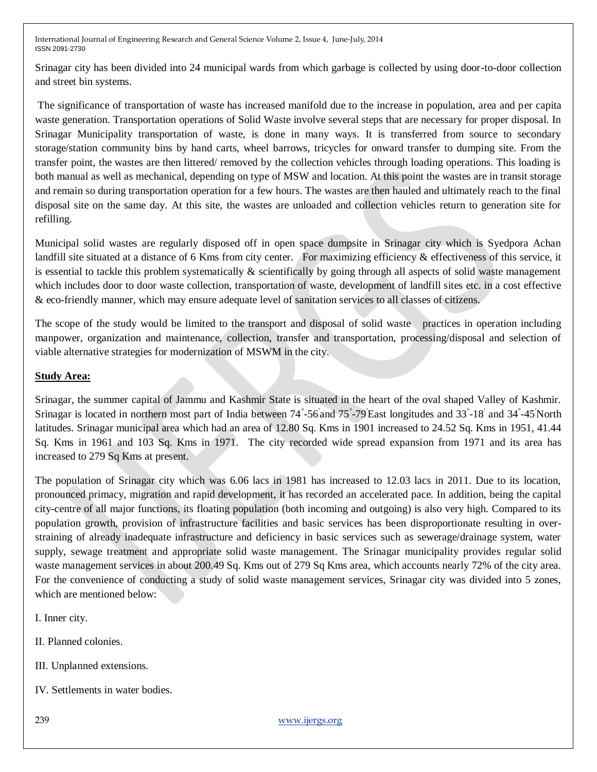Srinagar city has been divided into 24 municipal wards from which garbage is collected by using door-to-door collection and street bin systems.

The significance of transportation of waste has increased manifold due to the increase in population, area and per capita waste generation. Transportation operations of Solid Waste involve several steps that are necessary for proper disposal. In Srinagar Municipality transportation of waste, is done in many ways. It is transferred from source to secondary storage/station community bins by hand carts, wheel barrows, tricycles for onward transfer to dumping site. From the transfer point, the wastes are then littered/ removed by the collection vehicles through loading operations. This loading is both manual as well as mechanical, depending on type of MSW and location. At this point the wastes are in transit storage and remain so during transportation operation for a few hours. The wastes are then hauled and ultimately reach to the final disposal site on the same day. At this site, the wastes are unloaded and collection vehicles return to generation site for refilling.

Municipal solid wastes are regularly disposed off in open space dumpsite in Srinagar city which is Syedpora Achan landfill site situated at a distance of 6 Kms from city center. For maximizing efficiency & effectiveness of this service, it is essential to tackle this problem systematically & scientifically by going through all aspects of solid waste management which includes door to door waste collection, transportation of waste, development of landfill sites etc. in a cost effective & eco-friendly manner, which may ensure adequate level of sanitation services to all classes of citizens.

The scope of the study would be limited to the transport and disposal of solid waste practices in operation including manpower, organization and maintenance, collection, transfer and transportation, processing/disposal and selection of viable alternative strategies for modernization of MSWM in the city.

**Study Area:**

Srinagar, the summer capital of Jammu and Kashmir State is situated in the heart of the oval shaped Valley of Kashmir. Srinagar is located in northern most part of India between 74˚-56′and 75˚-79′East longitudes and 33˚-18′ and 34˚-45′North latitudes. Srinagar municipal area which had an area of 12.80 Sq. Kms in 1901 increased to 24.52 Sq. Kms in 1951, 41.44 Sq. Kms in 1961 and 103 Sq. Kms in 1971. The city recorded wide spread expansion from 1971 and its area has increased to 279 Sq Kms at present.

The population of Srinagar city which was 6.06 lacs in 1981 has increased to 12.03 lacs in 2011. Due to its location, pronounced primacy, migration and rapid development, it has recorded an accelerated pace. In addition, being the capital city-centre of all major functions, its floating population (both incoming and outgoing) is also very high. Compared to its population growth, provision of infrastructure facilities and basic services has been disproportionate resulting in over-straining of already inadequate infrastructure and deficiency in basic services such as sewerage/drainage system, water supply, sewage treatment and appropriate solid waste management. The Srinagar municipality provides regular solid waste management services in about 200.49 Sq. Kms out of 279 Sq Kms area, which accounts nearly 72% of the city area. For the convenience of conducting a study of solid waste management services, Srinagar city was divided into 5 zones, which are mentioned below:

I. Inner city.

II. Planned colonies.

III. Unplanned extensions.

IV. Settlements in water bodies.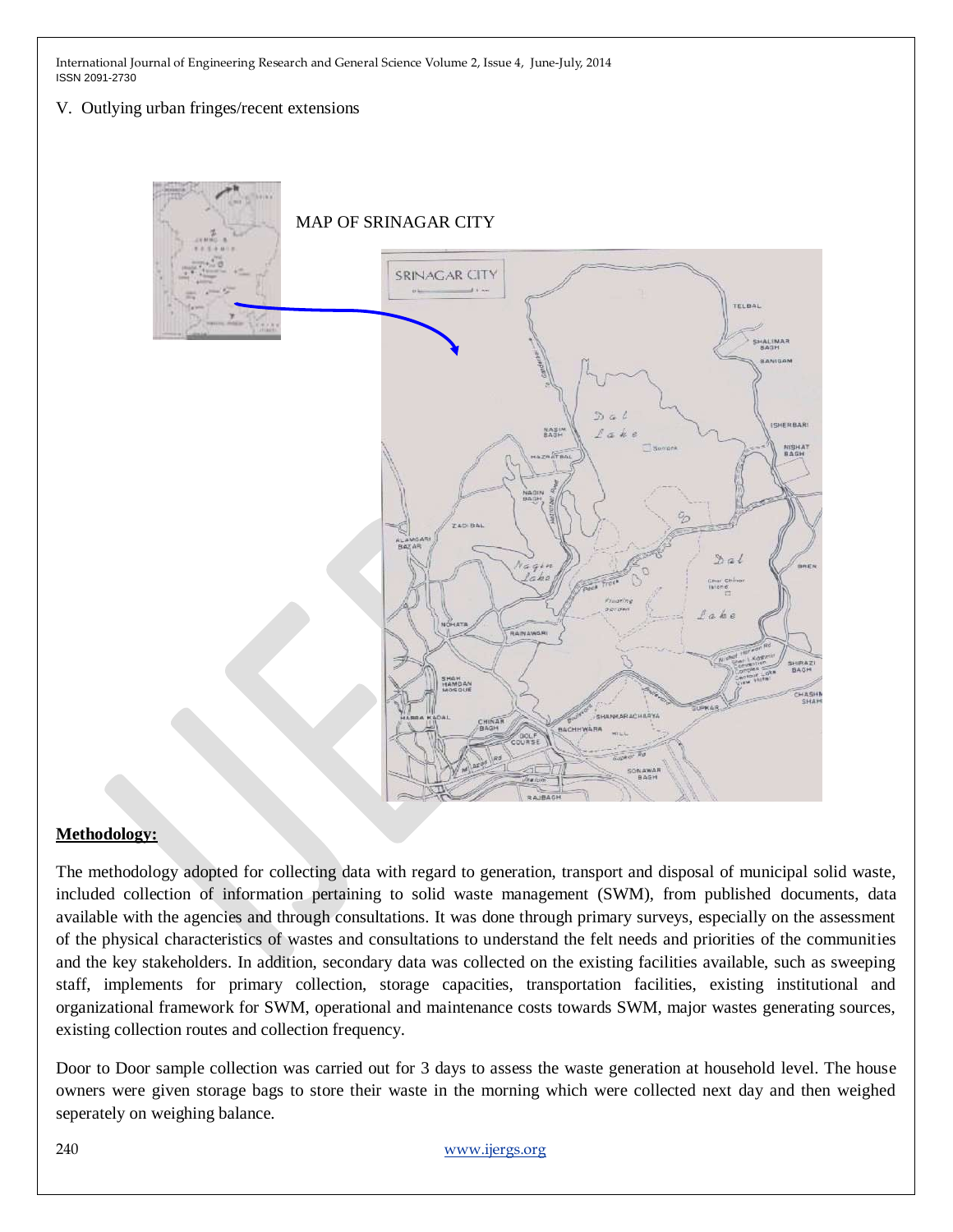V. Outlying urban fringes/recent extensions

MAP OF SRINAGAR CITY

## Methodology:

The methodology adopted for collecting data with regard to generation, transport and disposal of municipal solid waste, included collection of information pertaining to solid waste management (SWM), from published documents, data available with the agencies and through consultations. It was done through primary surveys, especially on the assessment of the physical characteristics of wastes and consultations to understand the felt needs and priorities of the communities and the key stakeholders. In addition, secondary data was collected on the existing facilities available, such as sweeping staff, implements for primary collection, storage capacities, transportation facilities, existing institutional and organizational framework for SWM, operational and maintenance costs towards SWM, major wastes generating sources, existing collection routes and collection frequency.

Door to Door sample collection was carried out for 3 days to assess the waste generation at household level. The house owners were given storage bags to store their waste in the morning which were collected next day and then weighed seperately on weighing balance.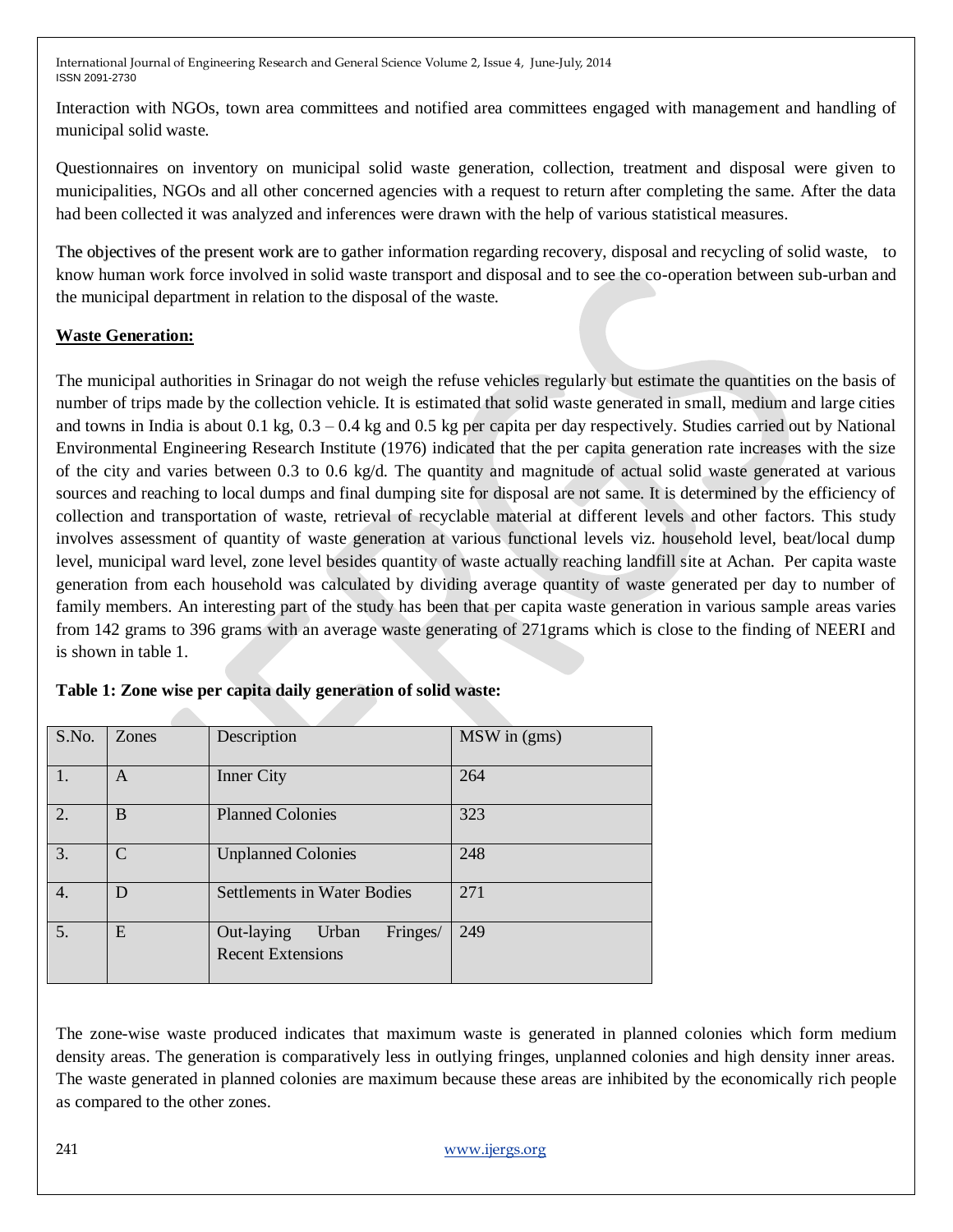Interaction with NGOs, town area committees and notified area committees engaged with management and handling of municipal solid waste.

Questionnaires on inventory on municipal solid waste generation, collection, treatment and disposal were given to municipalities, NGOs and all other concerned agencies with a request to return after completing the same. After the data had been collected it was analyzed and inferences were drawn with the help of various statistical measures.

The objectives of the present work are to gather information regarding recovery, disposal and recycling of solid waste, to know human work force involved in solid waste transport and disposal and to see the co-operation between sub-urban and the municipal department in relation to the disposal of the waste.

**Waste Generation:**

The municipal authorities in Srinagar do not weigh the refuse vehicles regularly but estimate the quantities on the basis of number of trips made by the collection vehicle. It is estimated that solid waste generated in small, medium and large cities and towns in India is about 0.1 kg, 0.3 – 0.4 kg and 0.5 kg per capita per day respectively. Studies carried out by National Environmental Engineering Research Institute (1976) indicated that the per capita generation rate increases with the size of the city and varies between 0.3 to 0.6 kg/d. The quantity and magnitude of actual solid waste generated at various sources and reaching to local dumps and final dumping site for disposal are not same. It is determined by the efficiency of collection and transportation of waste, retrieval of recyclable material at different levels and other factors. This study involves assessment of quantity of waste generation at various functional levels viz. household level, beat/local dump level, municipal ward level, zone level besides quantity of waste actually reaching landfill site at Achan. Per capita waste generation from each household was calculated by dividing average quantity of waste generated per day to number of family members. An interesting part of the study has been that per capita waste generation in various sample areas varies from 142 grams to 396 grams with an average waste generating of 271grams which is close to the finding of NEERI and is shown in table 1.

**Table 1: Zone wise per capita daily generation of solid waste:**

| S.No. | Zones | Description | MSW in (gms) |
|---|---|---|---|
| 1. | A | Inner City | 264 |
| 2. | B | Planned Colonies | 323 |
| 3. | C | Unplanned Colonies | 248 |
| 4. | D | Settlements in Water Bodies | 271 |
| 5. | E | Out-laying Urban Fringes/ Recent Extensions | 249 |

The zone-wise waste produced indicates that maximum waste is generated in planned colonies which form medium density areas. The generation is comparatively less in outlying fringes, unplanned colonies and high density inner areas. The waste generated in planned colonies are maximum because these areas are inhibited by the economically rich people as compared to the other zones.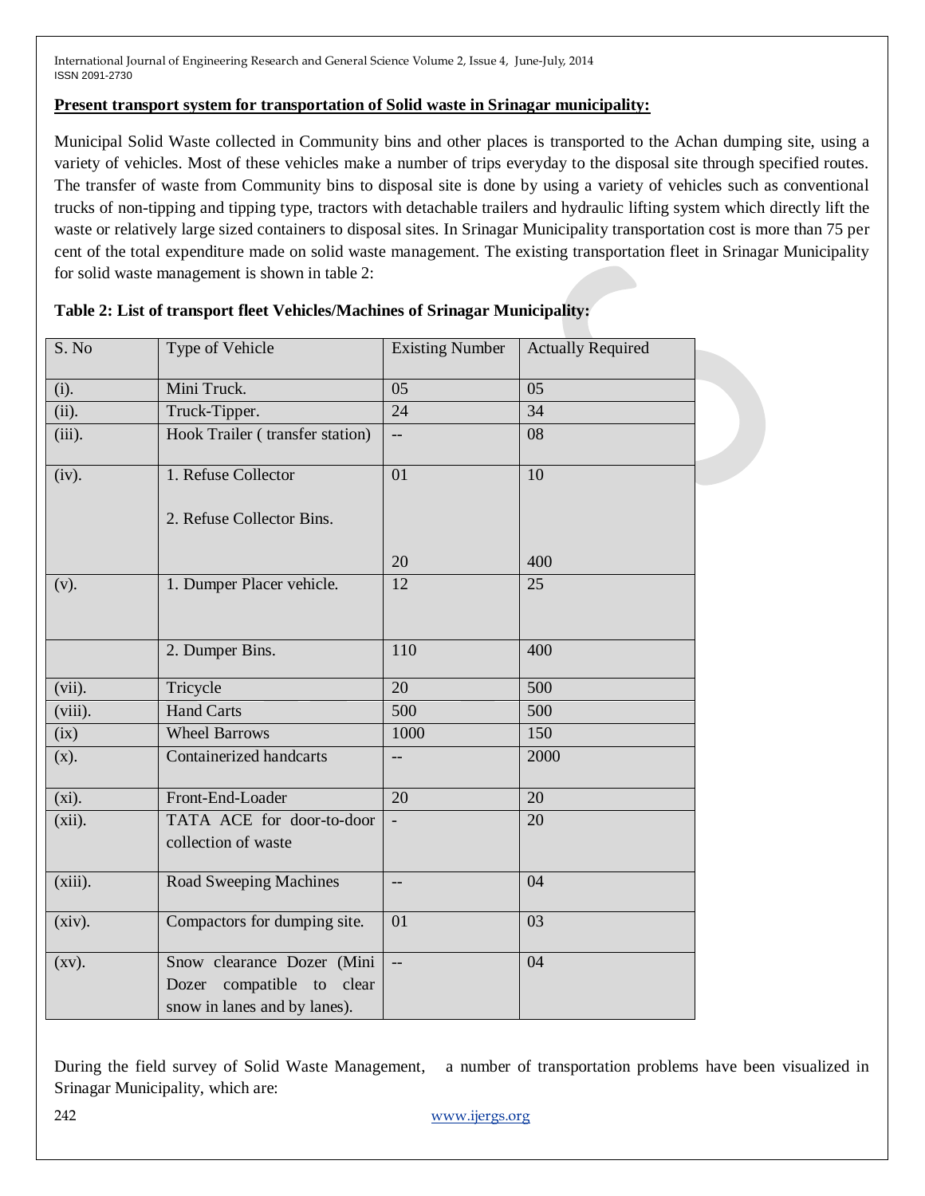**Present transport system for transportation of Solid waste in Srinagar municipality:**

Municipal Solid Waste collected in Community bins and other places is transported to the Achan dumping site, using a variety of vehicles. Most of these vehicles make a number of trips everyday to the disposal site through specified routes. The transfer of waste from Community bins to disposal site is done by using a variety of vehicles such as conventional trucks of non-tipping and tipping type, tractors with detachable trailers and hydraulic lifting system which directly lift the waste or relatively large sized containers to disposal sites. In Srinagar Municipality transportation cost is more than 75 per cent of the total expenditure made on solid waste management. The existing transportation fleet in Srinagar Municipality for solid waste management is shown in table 2:

**Table 2: List of transport fleet Vehicles/Machines of Srinagar Municipality:**

| S. No | Type of Vehicle | Existing Number | Actually Required |
|---|---|---|---|
| (i). | Mini Truck. | 05 | 05 |
| (ii). | Truck-Tipper. | 24 | 34 |
| (iii). | Hook Trailer ( transfer station) | -- | 08 |
| (iv). | 1. Refuse Collector | 01 | 10 |
| | 2. Refuse Collector Bins. | 20 | 400 |
| (v). | 1. Dumper Placer vehicle. | 12 | 25 |
| | 2. Dumper Bins. | 110 | 400 |
| (vii). | Tricycle | 20 | 500 |
| (viii). | Hand Carts | 500 | 500 |
| (ix) | Wheel Barrows | 1000 | 150 |
| (x). | Containerized handcarts | -- | 2000 |
| (xi). | Front-End-Loader | 20 | 20 |
| (xii). | TATA ACE for door-to-door collection of waste | - | 20 |
| (xiii). | Road Sweeping Machines | -- | 04 |
| (xiv). | Compactors for dumping site. | 01 | 03 |
| (xv). | Snow clearance Dozer (Mini Dozer compatible to clear snow in lanes and by lanes). | -- | 04 |

During the field survey of Solid Waste Management, a number of transportation problems have been visualized in Srinagar Municipality, which are: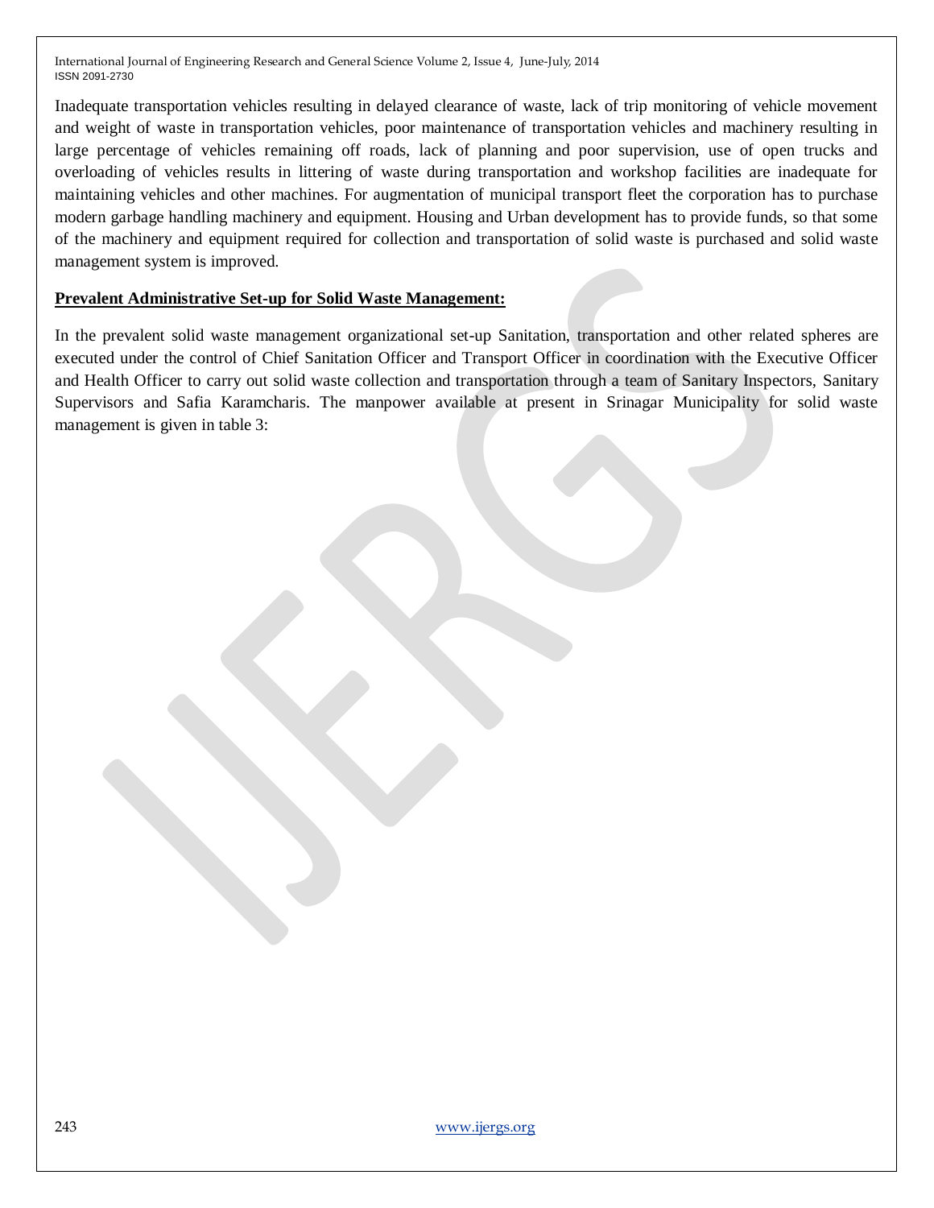Inadequate transportation vehicles resulting in delayed clearance of waste, lack of trip monitoring of vehicle movement and weight of waste in transportation vehicles, poor maintenance of transportation vehicles and machinery resulting in large percentage of vehicles remaining off roads, lack of planning and poor supervision, use of open trucks and overloading of vehicles results in littering of waste during transportation and workshop facilities are inadequate for maintaining vehicles and other machines. For augmentation of municipal transport fleet the corporation has to purchase modern garbage handling machinery and equipment. Housing and Urban development has to provide funds, so that some of the machinery and equipment required for collection and transportation of solid waste is purchased and solid waste management system is improved.

**Prevalent Administrative Set-up for Solid Waste Management:**

In the prevalent solid waste management organizational set-up Sanitation, transportation and other related spheres are executed under the control of Chief Sanitation Officer and Transport Officer in coordination with the Executive Officer and Health Officer to carry out solid waste collection and transportation through a team of Sanitary Inspectors, Sanitary Supervisors and Safia Karamcharis. The manpower available at present in Srinagar Municipality for solid waste management is given in table 3: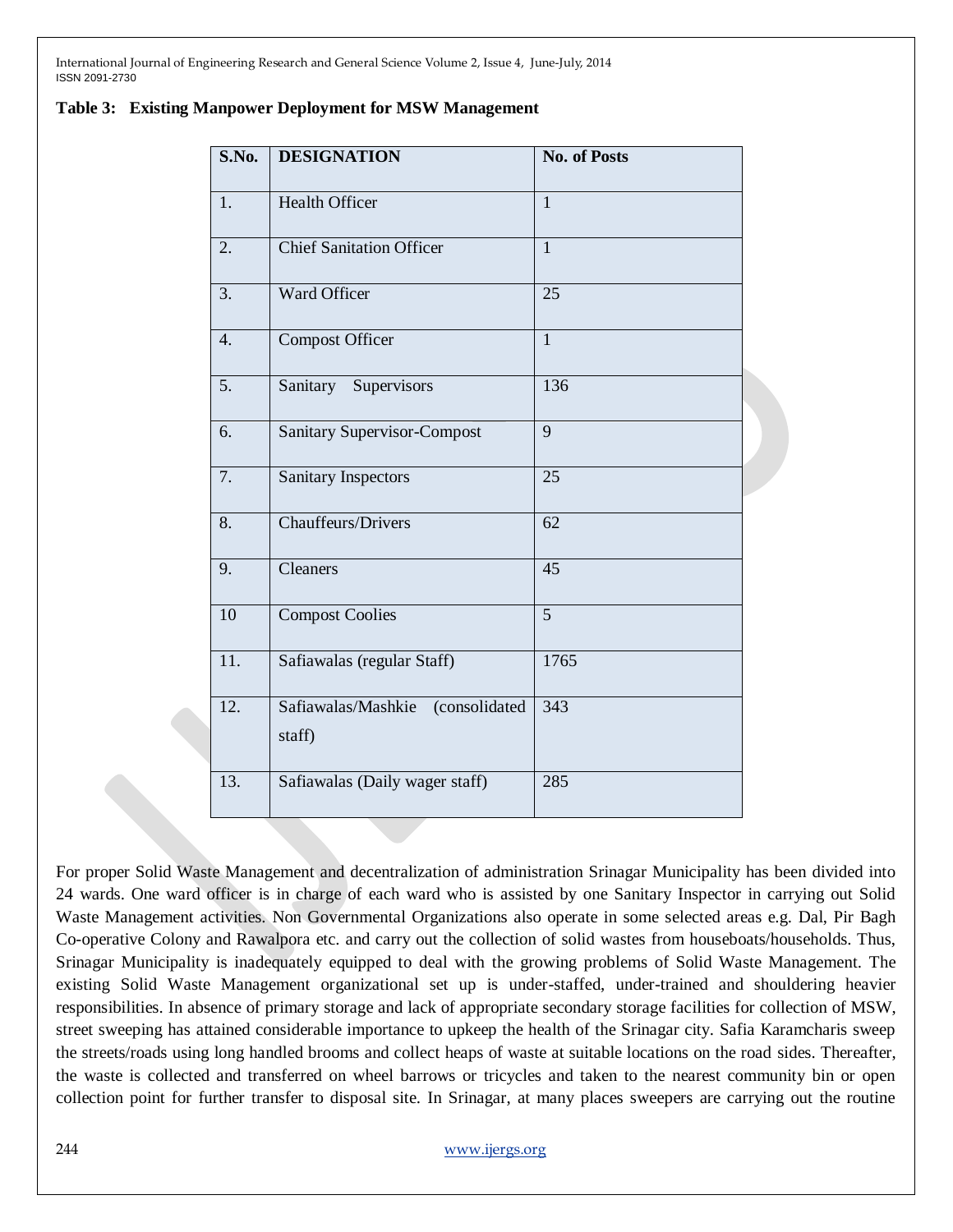**Table 3: Existing Manpower Deployment for MSW Management**

| S.No. | DESIGNATION | No. of Posts |
|---|---|---|
| 1. | Health Officer | 1 |
| 2. | Chief Sanitation Officer | 1 |
| 3. | Ward Officer | 25 |
| 4. | Compost Officer | 1 |
| 5. | Sanitary Supervisors | 136 |
| 6. | Sanitary Supervisor-Compost | 9 |
| 7. | Sanitary Inspectors | 25 |
| 8. | Chauffeurs/Drivers | 62 |
| 9. | Cleaners | 45 |
| 10 | Compost Coolies | 5 |
| 11. | Safiawalas (regular Staff) | 1765 |
| 12. | Safiawalas/Mashkie (consolidated staff) | 343 |
| 13. | Safiawalas (Daily wager staff) | 285 |

For proper Solid Waste Management and decentralization of administration Srinagar Municipality has been divided into 24 wards. One ward officer is in charge of each ward who is assisted by one Sanitary Inspector in carrying out Solid Waste Management activities. Non Governmental Organizations also operate in some selected areas e.g. Dal, Pir Bagh Co-operative Colony and Rawalpora etc. and carry out the collection of solid wastes from houseboats/households. Thus, Srinagar Municipality is inadequately equipped to deal with the growing problems of Solid Waste Management. The existing Solid Waste Management organizational set up is under-staffed, under-trained and shouldering heavier responsibilities. In absence of primary storage and lack of appropriate secondary storage facilities for collection of MSW, street sweeping has attained considerable importance to upkeep the health of the Srinagar city. Safia Karamcharis sweep the streets/roads using long handled brooms and collect heaps of waste at suitable locations on the road sides. Thereafter, the waste is collected and transferred on wheel barrows or tricycles and taken to the nearest community bin or open collection point for further transfer to disposal site. In Srinagar, at many places sweepers are carrying out the routine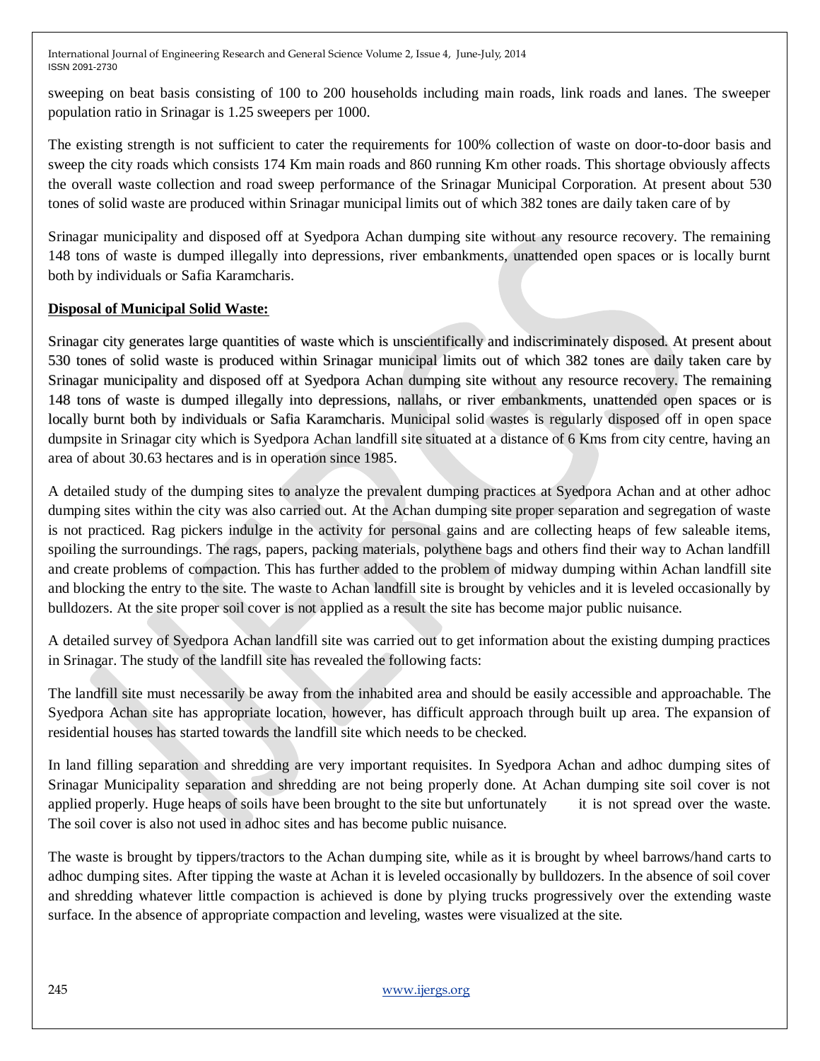sweeping on beat basis consisting of 100 to 200 households including main roads, link roads and lanes. The sweeper population ratio in Srinagar is 1.25 sweepers per 1000.

The existing strength is not sufficient to cater the requirements for 100% collection of waste on door-to-door basis and sweep the city roads which consists 174 Km main roads and 860 running Km other roads. This shortage obviously affects the overall waste collection and road sweep performance of the Srinagar Municipal Corporation. At present about 530 tones of solid waste are produced within Srinagar municipal limits out of which 382 tones are daily taken care of by

Srinagar municipality and disposed off at Syedpora Achan dumping site without any resource recovery. The remaining 148 tons of waste is dumped illegally into depressions, river embankments, unattended open spaces or is locally burnt both by individuals or Safia Karamcharis.

**Disposal of Municipal Solid Waste:**

Srinagar city generates large quantities of waste which is unscientifically and indiscriminately disposed. At present about 530 tones of solid waste is produced within Srinagar municipal limits out of which 382 tones are daily taken care by Srinagar municipality and disposed off at Syedpora Achan dumping site without any resource recovery. The remaining 148 tons of waste is dumped illegally into depressions, nallahs, or river embankments, unattended open spaces or is locally burnt both by individuals or Safia Karamcharis. Municipal solid wastes is regularly disposed off in open space dumpsite in Srinagar city which is Syedpora Achan landfill site situated at a distance of 6 Kms from city centre, having an area of about 30.63 hectares and is in operation since 1985.

A detailed study of the dumping sites to analyze the prevalent dumping practices at Syedpora Achan and at other adhoc dumping sites within the city was also carried out. At the Achan dumping site proper separation and segregation of waste is not practiced. Rag pickers indulge in the activity for personal gains and are collecting heaps of few saleable items, spoiling the surroundings. The rags, papers, packing materials, polythene bags and others find their way to Achan landfill and create problems of compaction. This has further added to the problem of midway dumping within Achan landfill site and blocking the entry to the site. The waste to Achan landfill site is brought by vehicles and it is leveled occasionally by bulldozers. At the site proper soil cover is not applied as a result the site has become major public nuisance.

A detailed survey of Syedpora Achan landfill site was carried out to get information about the existing dumping practices in Srinagar. The study of the landfill site has revealed the following facts:

The landfill site must necessarily be away from the inhabited area and should be easily accessible and approachable. The Syedpora Achan site has appropriate location, however, has difficult approach through built up area. The expansion of residential houses has started towards the landfill site which needs to be checked.

In land filling separation and shredding are very important requisites. In Syedpora Achan and adhoc dumping sites of Srinagar Municipality separation and shredding are not being properly done. At Achan dumping site soil cover is not applied properly. Huge heaps of soils have been brought to the site but unfortunately it is not spread over the waste. The soil cover is also not used in adhoc sites and has become public nuisance.

The waste is brought by tippers/tractors to the Achan dumping site, while as it is brought by wheel barrows/hand carts to adhoc dumping sites. After tipping the waste at Achan it is leveled occasionally by bulldozers. In the absence of soil cover and shredding whatever little compaction is achieved is done by plying trucks progressively over the extending waste surface. In the absence of appropriate compaction and leveling, wastes were visualized at the site.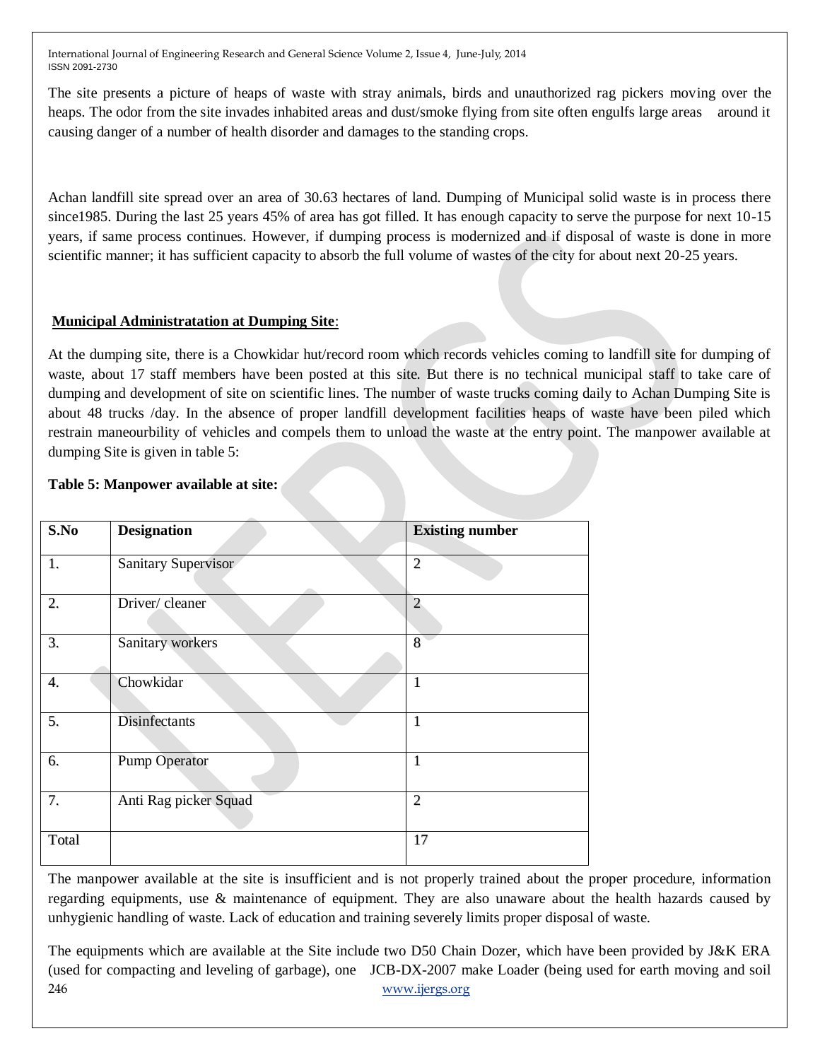The site presents a picture of heaps of waste with stray animals, birds and unauthorized rag pickers moving over the heaps. The odor from the site invades inhabited areas and dust/smoke flying from site often engulfs large areas around it causing danger of a number of health disorder and damages to the standing crops.

Achan landfill site spread over an area of 30.63 hectares of land. Dumping of Municipal solid waste is in process there since1985. During the last 25 years 45% of area has got filled. It has enough capacity to serve the purpose for next 10-15 years, if same process continues. However, if dumping process is modernized and if disposal of waste is done in more scientific manner; it has sufficient capacity to absorb the full volume of wastes of the city for about next 20-25 years.

**Municipal Administratation at Dumping Site**:

At the dumping site, there is a Chowkidar hut/record room which records vehicles coming to landfill site for dumping of waste, about 17 staff members have been posted at this site. But there is no technical municipal staff to take care of dumping and development of site on scientific lines. The number of waste trucks coming daily to Achan Dumping Site is about 48 trucks /day. In the absence of proper landfill development facilities heaps of waste have been piled which restrain maneourbility of vehicles and compels them to unload the waste at the entry point. The manpower available at dumping Site is given in table 5:

**Table 5: Manpower available at site:**

| S.No | Designation | Existing number |
|---|---|---|
| 1. | Sanitary Supervisor | 2 |
| 2. | Driver/ cleaner | 2 |
| 3. | Sanitary workers | 8 |
| 4. | Chowkidar | 1 |
| 5. | Disinfectants | 1 |
| 6. | Pump Operator | 1 |
| 7. | Anti Rag picker Squad | 2 |
| Total | | 17 |

The manpower available at the site is insufficient and is not properly trained about the proper procedure, information regarding equipments, use & maintenance of equipment. They are also unaware about the health hazards caused by unhygienic handling of waste. Lack of education and training severely limits proper disposal of waste.

The equipments which are available at the Site include two D50 Chain Dozer, which have been provided by J&K ERA (used for compacting and leveling of garbage), one JCB-DX-2007 make Loader (being used for earth moving and soil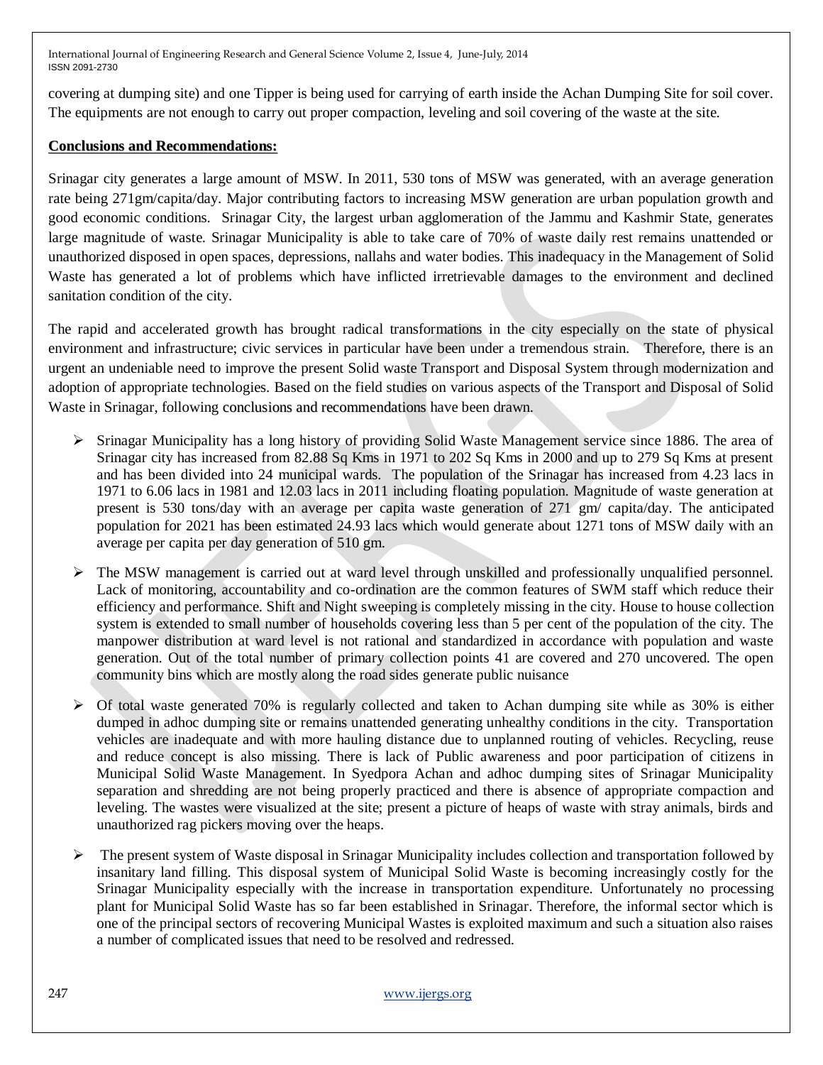covering at dumping site) and one Tipper is being used for carrying of earth inside the Achan Dumping Site for soil cover. The equipments are not enough to carry out proper compaction, leveling and soil covering of the waste at the site.

**Conclusions and Recommendations:**

Srinagar city generates a large amount of MSW. In 2011, 530 tons of MSW was generated, with an average generation rate being 271gm/capita/day. Major contributing factors to increasing MSW generation are urban population growth and good economic conditions. Srinagar City, the largest urban agglomeration of the Jammu and Kashmir State, generates large magnitude of waste. Srinagar Municipality is able to take care of 70% of waste daily rest remains unattended or unauthorized disposed in open spaces, depressions, nallahs and water bodies. This inadequacy in the Management of Solid Waste has generated a lot of problems which have inflicted irretrievable damages to the environment and declined sanitation condition of the city.

The rapid and accelerated growth has brought radical transformations in the city especially on the state of physical environment and infrastructure; civic services in particular have been under a tremendous strain. Therefore, there is an urgent an undeniable need to improve the present Solid waste Transport and Disposal System through modernization and adoption of appropriate technologies. Based on the field studies on various aspects of the Transport and Disposal of Solid Waste in Srinagar, following conclusions and recommendations have been drawn.

- Srinagar Municipality has a long history of providing Solid Waste Management service since 1886. The area of Srinagar city has increased from 82.88 Sq Kms in 1971 to 202 Sq Kms in 2000 and up to 279 Sq Kms at present and has been divided into 24 municipal wards. The population of the Srinagar has increased from 4.23 lacs in 1971 to 6.06 lacs in 1981 and 12.03 lacs in 2011 including floating population. Magnitude of waste generation at present is 530 tons/day with an average per capita waste generation of 271 gm/ capita/day. The anticipated population for 2021 has been estimated 24.93 lacs which would generate about 1271 tons of MSW daily with an average per capita per day generation of 510 gm.
- The MSW management is carried out at ward level through unskilled and professionally unqualified personnel. Lack of monitoring, accountability and co-ordination are the common features of SWM staff which reduce their efficiency and performance. Shift and Night sweeping is completely missing in the city. House to house collection system is extended to small number of households covering less than 5 per cent of the population of the city. The manpower distribution at ward level is not rational and standardized in accordance with population and waste generation. Out of the total number of primary collection points 41 are covered and 270 uncovered. The open community bins which are mostly along the road sides generate public nuisance
- Of total waste generated 70% is regularly collected and taken to Achan dumping site while as 30% is either dumped in adhoc dumping site or remains unattended generating unhealthy conditions in the city. Transportation vehicles are inadequate and with more hauling distance due to unplanned routing of vehicles. Recycling, reuse and reduce concept is also missing. There is lack of Public awareness and poor participation of citizens in Municipal Solid Waste Management. In Syedpora Achan and adhoc dumping sites of Srinagar Municipality separation and shredding are not being properly practiced and there is absence of appropriate compaction and leveling. The wastes were visualized at the site; present a picture of heaps of waste with stray animals, birds and unauthorized rag pickers moving over the heaps.
- The present system of Waste disposal in Srinagar Municipality includes collection and transportation followed by insanitary land filling. This disposal system of Municipal Solid Waste is becoming increasingly costly for the Srinagar Municipality especially with the increase in transportation expenditure. Unfortunately no processing plant for Municipal Solid Waste has so far been established in Srinagar. Therefore, the informal sector which is one of the principal sectors of recovering Municipal Wastes is exploited maximum and such a situation also raises a number of complicated issues that need to be resolved and redressed.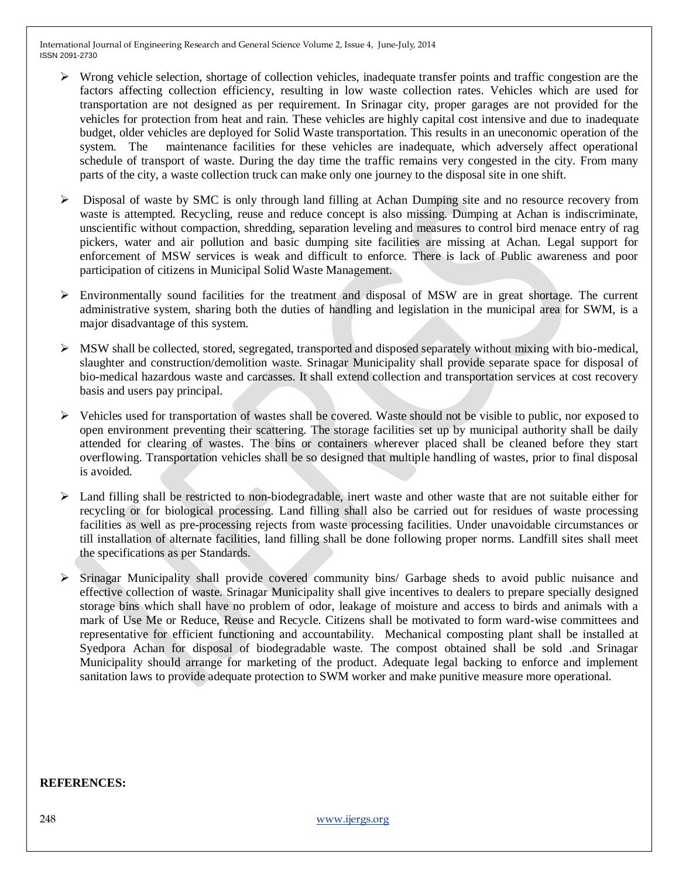- Wrong vehicle selection, shortage of collection vehicles, inadequate transfer points and traffic congestion are the factors affecting collection efficiency, resulting in low waste collection rates. Vehicles which are used for transportation are not designed as per requirement. In Srinagar city, proper garages are not provided for the vehicles for protection from heat and rain. These vehicles are highly capital cost intensive and due to inadequate budget, older vehicles are deployed for Solid Waste transportation. This results in an uneconomic operation of the system. The maintenance facilities for these vehicles are inadequate, which adversely affect operational schedule of transport of waste. During the day time the traffic remains very congested in the city. From many parts of the city, a waste collection truck can make only one journey to the disposal site in one shift.

- Disposal of waste by SMC is only through land filling at Achan Dumping site and no resource recovery from waste is attempted. Recycling, reuse and reduce concept is also missing. Dumping at Achan is indiscriminate, unscientific without compaction, shredding, separation leveling and measures to control bird menace entry of rag pickers, water and air pollution and basic dumping site facilities are missing at Achan. Legal support for enforcement of MSW services is weak and difficult to enforce. There is lack of Public awareness and poor participation of citizens in Municipal Solid Waste Management.

- Environmentally sound facilities for the treatment and disposal of MSW are in great shortage. The current administrative system, sharing both the duties of handling and legislation in the municipal area for SWM, is a major disadvantage of this system.

- MSW shall be collected, stored, segregated, transported and disposed separately without mixing with bio-medical, slaughter and construction/demolition waste. Srinagar Municipality shall provide separate space for disposal of bio-medical hazardous waste and carcasses. It shall extend collection and transportation services at cost recovery basis and users pay principal.

- Vehicles used for transportation of wastes shall be covered. Waste should not be visible to public, nor exposed to open environment preventing their scattering. The storage facilities set up by municipal authority shall be daily attended for clearing of wastes. The bins or containers wherever placed shall be cleaned before they start overflowing. Transportation vehicles shall be so designed that multiple handling of wastes, prior to final disposal is avoided.

- Land filling shall be restricted to non-biodegradable, inert waste and other waste that are not suitable either for recycling or for biological processing. Land filling shall also be carried out for residues of waste processing facilities as well as pre-processing rejects from waste processing facilities. Under unavoidable circumstances or till installation of alternate facilities, land filling shall be done following proper norms. Landfill sites shall meet the specifications as per Standards.

- Srinagar Municipality shall provide covered community bins/ Garbage sheds to avoid public nuisance and effective collection of waste. Srinagar Municipality shall give incentives to dealers to prepare specially designed storage bins which shall have no problem of odor, leakage of moisture and access to birds and animals with a mark of Use Me or Reduce, Reuse and Recycle. Citizens shall be motivated to form ward-wise committees and representative for efficient functioning and accountability. Mechanical composting plant shall be installed at Syedpora Achan for disposal of biodegradable waste. The compost obtained shall be sold .and Srinagar Municipality should arrange for marketing of the product. Adequate legal backing to enforce and implement sanitation laws to provide adequate protection to SWM worker and make punitive measure more operational.

**REFERENCES:**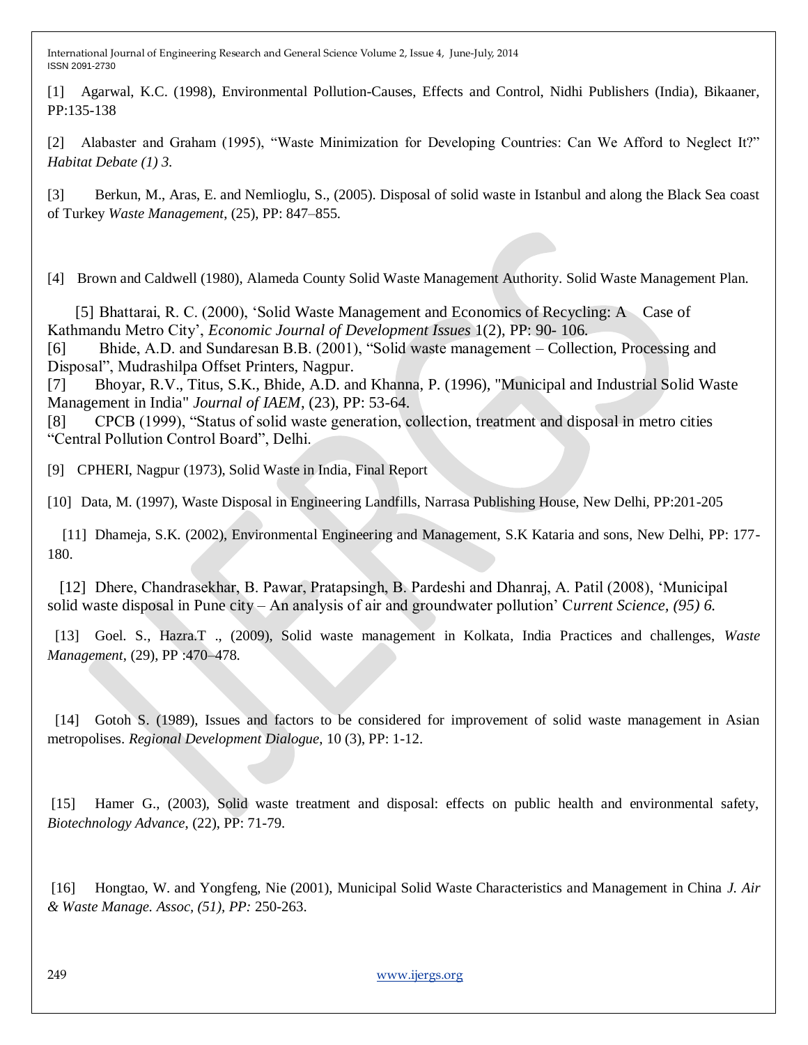[1] Agarwal, K.C. (1998), Environmental Pollution-Causes, Effects and Control, Nidhi Publishers (India), Bikaaner, PP:135-138

[2] Alabaster and Graham (1995), "Waste Minimization for Developing Countries: Can We Afford to Neglect It?" *Habitat Debate (1) 3.*

[3] Berkun, M., Aras, E. and Nemlioglu, S., (2005). Disposal of solid waste in Istanbul and along the Black Sea coast of Turkey *Waste Management*, (25), PP: 847–855.

[4] Brown and Caldwell (1980), Alameda County Solid Waste Management Authority. Solid Waste Management Plan.

[5] Bhattarai, R. C. (2000), 'Solid Waste Management and Economics of Recycling: A Case of Kathmandu Metro City', *Economic Journal of Development Issues* 1(2), PP: 90- 106.

[6] Bhide, A.D. and Sundaresan B.B. (2001), "Solid waste management – Collection, Processing and Disposal", Mudrashilpa Offset Printers, Nagpur.

[7] Bhoyar, R.V., Titus, S.K., Bhide, A.D. and Khanna, P. (1996), "Municipal and Industrial Solid Waste Management in India" *Journal of IAEM*, (23), PP: 53-64.

[8] CPCB (1999), "Status of solid waste generation, collection, treatment and disposal in metro cities "Central Pollution Control Board", Delhi.

[9] CPHERI, Nagpur (1973), Solid Waste in India, Final Report

[10] Data, M. (1997), Waste Disposal in Engineering Landfills, Narrasa Publishing House, New Delhi, PP:201-205

[11] Dhameja, S.K. (2002), Environmental Engineering and Management, S.K Kataria and sons, New Delhi, PP: 177-180.

[12] Dhere, Chandrasekhar, B. Pawar, Pratapsingh, B. Pardeshi and Dhanraj, A. Patil (2008), 'Municipal solid waste disposal in Pune city – An analysis of air and groundwater pollution' C*urrent Science, (95) 6.*

[13] Goel. S., Hazra.T ., (2009), Solid waste management in Kolkata, India Practices and challenges, *Waste Management*, (29), PP :470–478.

[14] Gotoh S. (1989), Issues and factors to be considered for improvement of solid waste management in Asian metropolises. *Regional Development Dialogue*, 10 (3), PP: 1-12.

[15] Hamer G., (2003), Solid waste treatment and disposal: effects on public health and environmental safety, *Biotechnology Advance*, (22), PP: 71-79.

[16] Hongtao, W. and Yongfeng, Nie (2001), Municipal Solid Waste Characteristics and Management in China *J. Air & Waste Manage. Assoc, (51), PP:* 250-263.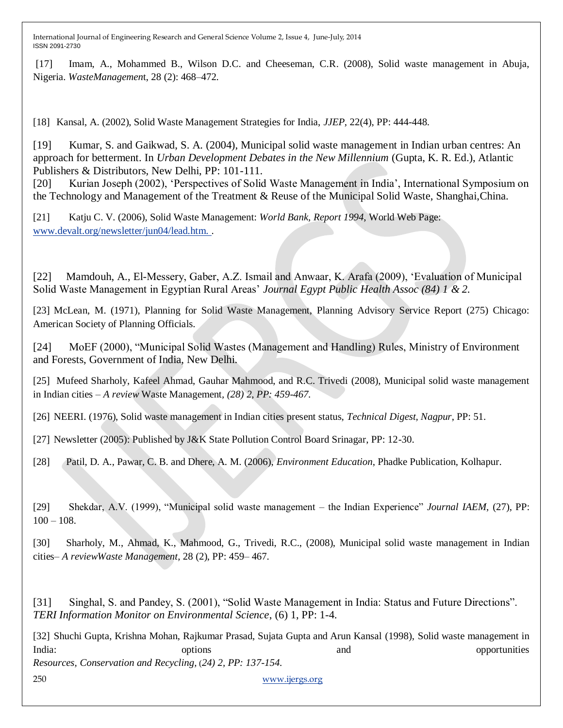[17] Imam, A., Mohammed B., Wilson D.C. and Cheeseman, C.R. (2008), Solid waste management in Abuja, Nigeria. *WasteManagement*, 28 (2): 468–472.

[18] Kansal, A. (2002), Solid Waste Management Strategies for India, *JJEP*, 22(4), PP: 444-448.

[19] Kumar, S. and Gaikwad, S. A. (2004), Municipal solid waste management in Indian urban centres: An approach for betterment. In *Urban Development Debates in the New Millennium* (Gupta, K. R. Ed.), Atlantic Publishers & Distributors, New Delhi, PP: 101-111.

[20] Kurian Joseph (2002), 'Perspectives of Solid Waste Management in India', International Symposium on the Technology and Management of the Treatment & Reuse of the Municipal Solid Waste, Shanghai,China.

[21] Katju C. V. (2006), Solid Waste Management: *World Bank, Report 1994*, World Web Page: www.devalt.org/newsletter/jun04/lead.htm. .

[22] Mamdouh, A., El-Messery, Gaber, A.Z. Ismail and Anwaar, K. Arafa (2009), 'Evaluation of Municipal Solid Waste Management in Egyptian Rural Areas' *Journal Egypt Public Health Assoc (84) 1 & 2.*

[23] McLean, M. (1971), Planning for Solid Waste Management, Planning Advisory Service Report (275) Chicago: American Society of Planning Officials.

[24] MoEF (2000), "Municipal Solid Wastes (Management and Handling) Rules, Ministry of Environment and Forests, Government of India, New Delhi.

[25] Mufeed Sharholy, Kafeel Ahmad, Gauhar Mahmood, and R.C. Trivedi (2008), Municipal solid waste management in Indian cities – *A review* Waste Management, *(28) 2, PP: 459-467.*

[26] NEERI. (1976), Solid waste management in Indian cities present status, *Technical Digest, Nagpur*, PP: 51.

[27] Newsletter (2005): Published by J&K State Pollution Control Board Srinagar, PP: 12-30.

[28] Patil, D. A., Pawar, C. B. and Dhere, A. M. (2006), *Environment Education*, Phadke Publication, Kolhapur.

[29] Shekdar, A.V. (1999), "Municipal solid waste management – the Indian Experience" *Journal IAEM*, (27), PP: 100 – 108.

[30] Sharholy, M., Ahmad, K., Mahmood, G., Trivedi, R.C., (2008), Municipal solid waste management in Indian cities– *A reviewWaste Management*, 28 (2), PP: 459– 467.

[31] Singhal, S. and Pandey, S. (2001), "Solid Waste Management in India: Status and Future Directions". *TERI Information Monitor on Environmental Science*, (6) 1, PP: 1-4.

[32] Shuchi Gupta, Krishna Mohan, Rajkumar Prasad, Sujata Gupta and Arun Kansal (1998), Solid waste management in India: options and opportunities *Resources, Conservation and Recycling,* (*24) 2, PP: 137-154.*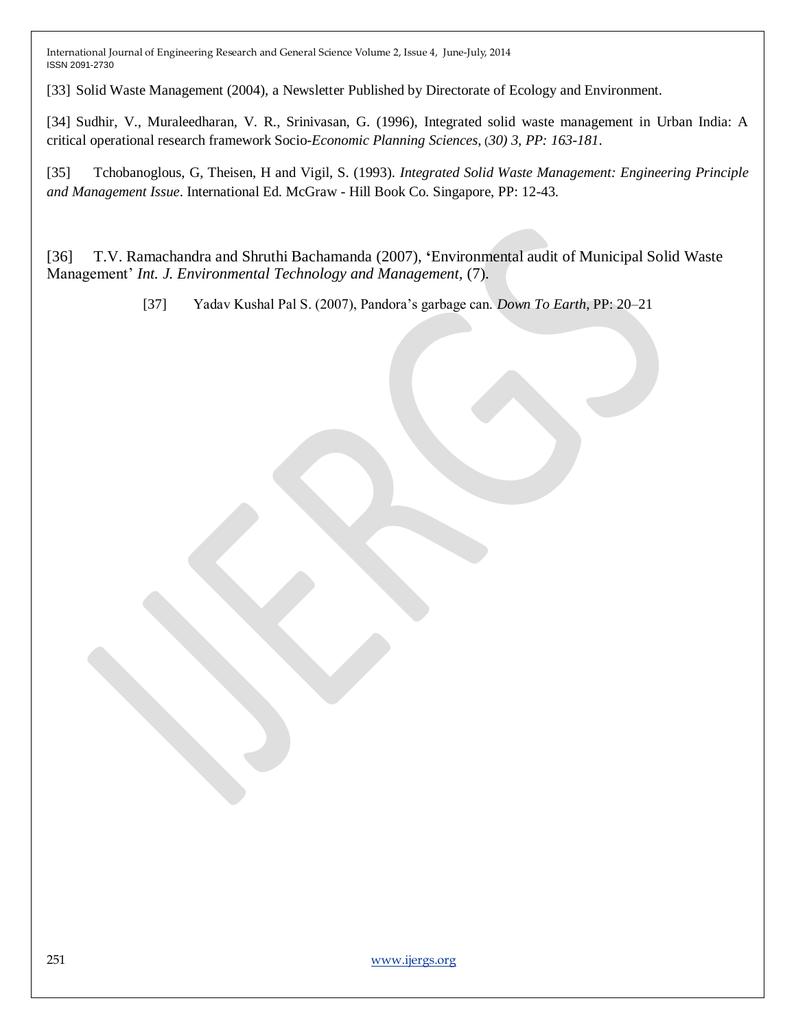[33] Solid Waste Management (2004), a Newsletter Published by Directorate of Ecology and Environment.

[34] Sudhir, V., Muraleedharan, V. R., Srinivasan, G. (1996), Integrated solid waste management in Urban India: A critical operational research framework Socio-*Economic Planning Sciences,* (*30) 3, PP: 163-181*.

[35] Tchobanoglous, G, Theisen, H and Vigil, S. (1993). *Integrated Solid Waste Management: Engineering Principle and Management Issue*. International Ed. McGraw - Hill Book Co. Singapore, PP: 12-43.

[36] T.V. Ramachandra and Shruthi Bachamanda (2007), 'Environmental audit of Municipal Solid Waste Management' *Int. J. Environmental Technology and Management*, (7).

[37] Yadav Kushal Pal S. (2007), Pandora's garbage can. *Down To Earth*, PP: 20–21